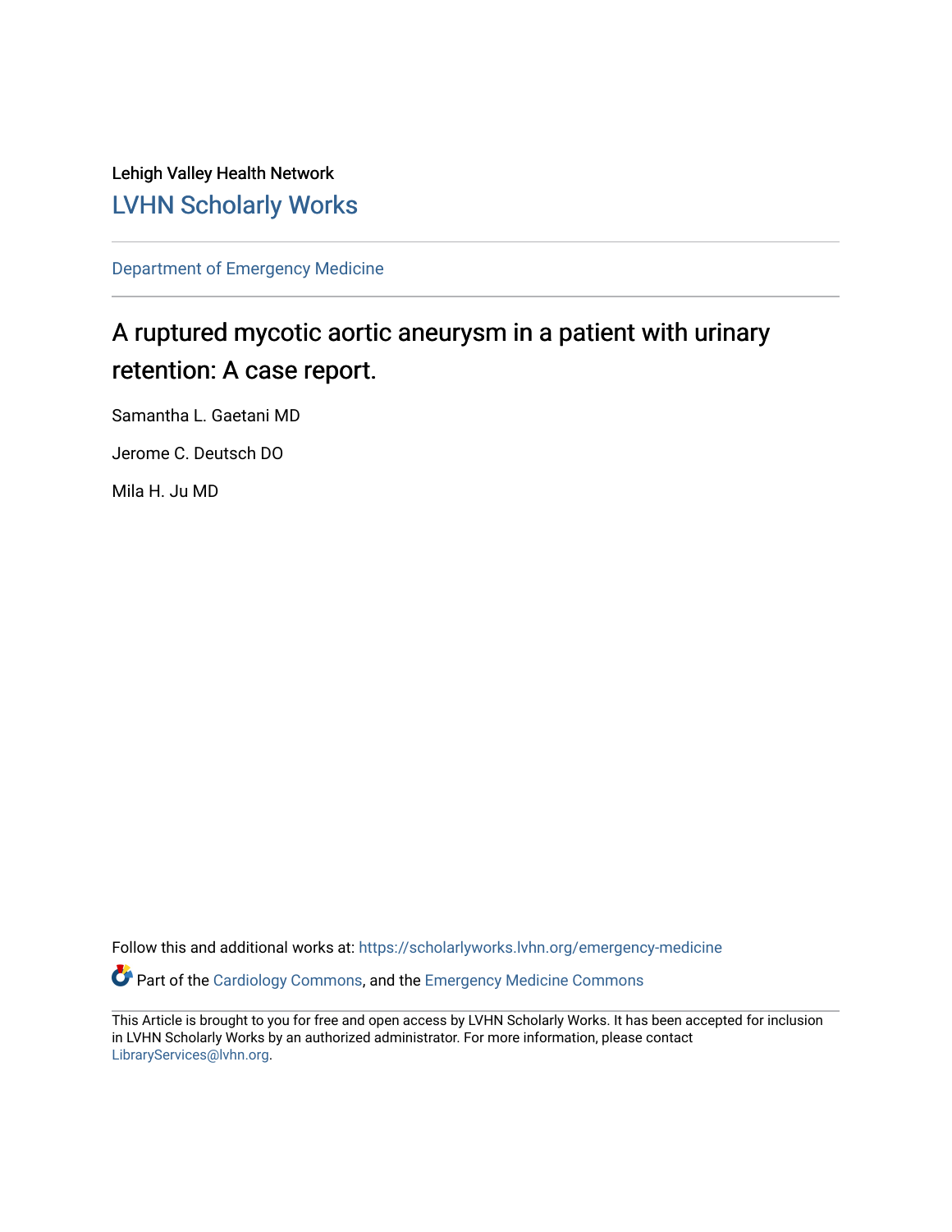Lehigh Valley Health Network

LVHN Scholarly Works

---

Department of Emergency Medicine

---

# A ruptured mycotic aortic aneurysm in a patient with urinary retention: A case report.

Samantha L. Gaetani MD

Jerome C. Deutsch DO

Mila H. Ju MD

Follow this and additional works at: https://scholarlyworks.lvhn.org/emergency-medicine

Part of the Cardiology Commons, and the Emergency Medicine Commons

---

This Article is brought to you for free and open access by LVHN Scholarly Works. It has been accepted for inclusion in LVHN Scholarly Works by an authorized administrator. For more information, please contact LibraryServices@lvhn.org.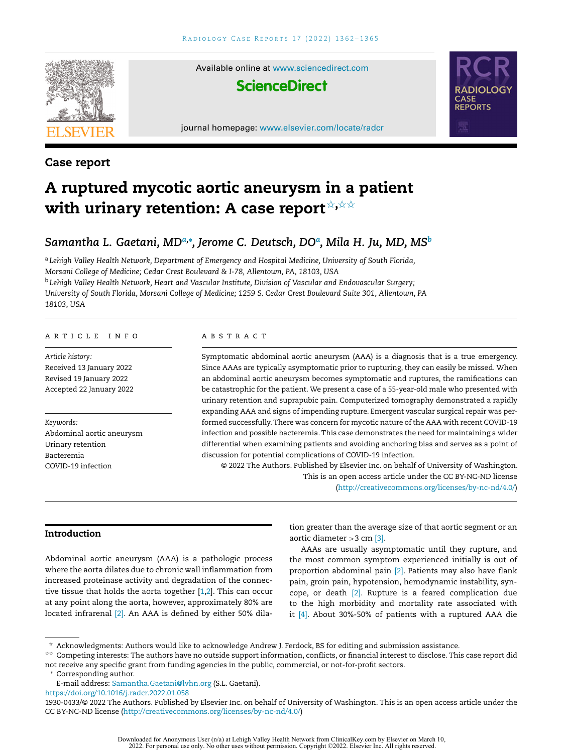Case report

# A ruptured mycotic aortic aneurysm in a patient with urinary retention: A case report[☆,☆☆]

*Samantha L. Gaetani, MD[a,*], Jerome C. Deutsch, DO[a], Mila H. Ju, MD, MS[b]*

[a] *Lehigh Valley Health Network, Department of Emergency and Hospital Medicine, University of South Florida, Morsani College of Medicine; Cedar Crest Boulevard & I-78, Allentown, PA, 18103, USA*

[b] *Lehigh Valley Health Network, Heart and Vascular Institute, Division of Vascular and Endovascular Surgery; University of South Florida, Morsani College of Medicine; 1259 S. Cedar Crest Boulevard Suite 301, Allentown, PA 18103, USA*

**ARTICLE INFO**

*Article history:*
Received 13 January 2022
Revised 19 January 2022
Accepted 22 January 2022

*Keywords:*
Abdominal aortic aneurysm
Urinary retention
Bacteremia
COVID-19 infection

**ABSTRACT**

Symptomatic abdominal aortic aneurysm (AAA) is a diagnosis that is a true emergency. Since AAAs are typically asymptomatic prior to rupturing, they can easily be missed. When an abdominal aortic aneurysm becomes symptomatic and ruptures, the ramifications can be catastrophic for the patient. We present a case of a 55-year-old male who presented with urinary retention and suprapubic pain. Computerized tomography demonstrated a rapidly expanding AAA and signs of impending rupture. Emergent vascular surgical repair was performed successfully. There was concern for mycotic nature of the AAA with recent COVID-19 infection and possible bacteremia. This case demonstrates the need for maintaining a wider differential when examining patients and avoiding anchoring bias and serves as a point of discussion for potential complications of COVID-19 infection.

© 2022 The Authors. Published by Elsevier Inc. on behalf of University of Washington. This is an open access article under the CC BY-NC-ND license (http://creativecommons.org/licenses/by-nc-nd/4.0/)

## Introduction

Abdominal aortic aneurysm (AAA) is a pathologic process where the aorta dilates due to chronic wall inflammation from increased proteinase activity and degradation of the connective tissue that holds the aorta together [1,2]. This can occur at any point along the aorta, however, approximately 80% are located infrarenal [2]. An AAA is defined by either 50% dilation greater than the average size of that aortic segment or an aortic diameter >3 cm [3].

AAAs are usually asymptomatic until they rupture, and the most common symptom experienced initially is out of proportion abdominal pain [2]. Patients may also have flank pain, groin pain, hypotension, hemodynamic instability, syncope, or death [2]. Rupture is a feared complication due to the high morbidity and mortality rate associated with it [4]. About 30%-50% of patients with a ruptured AAA die

☆ Acknowledgments: Authors would like to acknowledge Andrew J. Ferdock, BS for editing and submission assistance.

☆☆ Competing interests: The authors have no outside support information, conflicts, or financial interest to disclose. This case report did not receive any specific grant from funding agencies in the public, commercial, or not-for-profit sectors.

\* Corresponding author.
E-mail address: Samantha.Gaetani@lvhn.org (S.L. Gaetani).

https://doi.org/10.1016/j.radcr.2022.01.058

1930-0433/© 2022 The Authors. Published by Elsevier Inc. on behalf of University of Washington. This is an open access article under the CC BY-NC-ND license (http://creativecommons.org/licenses/by-nc-nd/4.0/)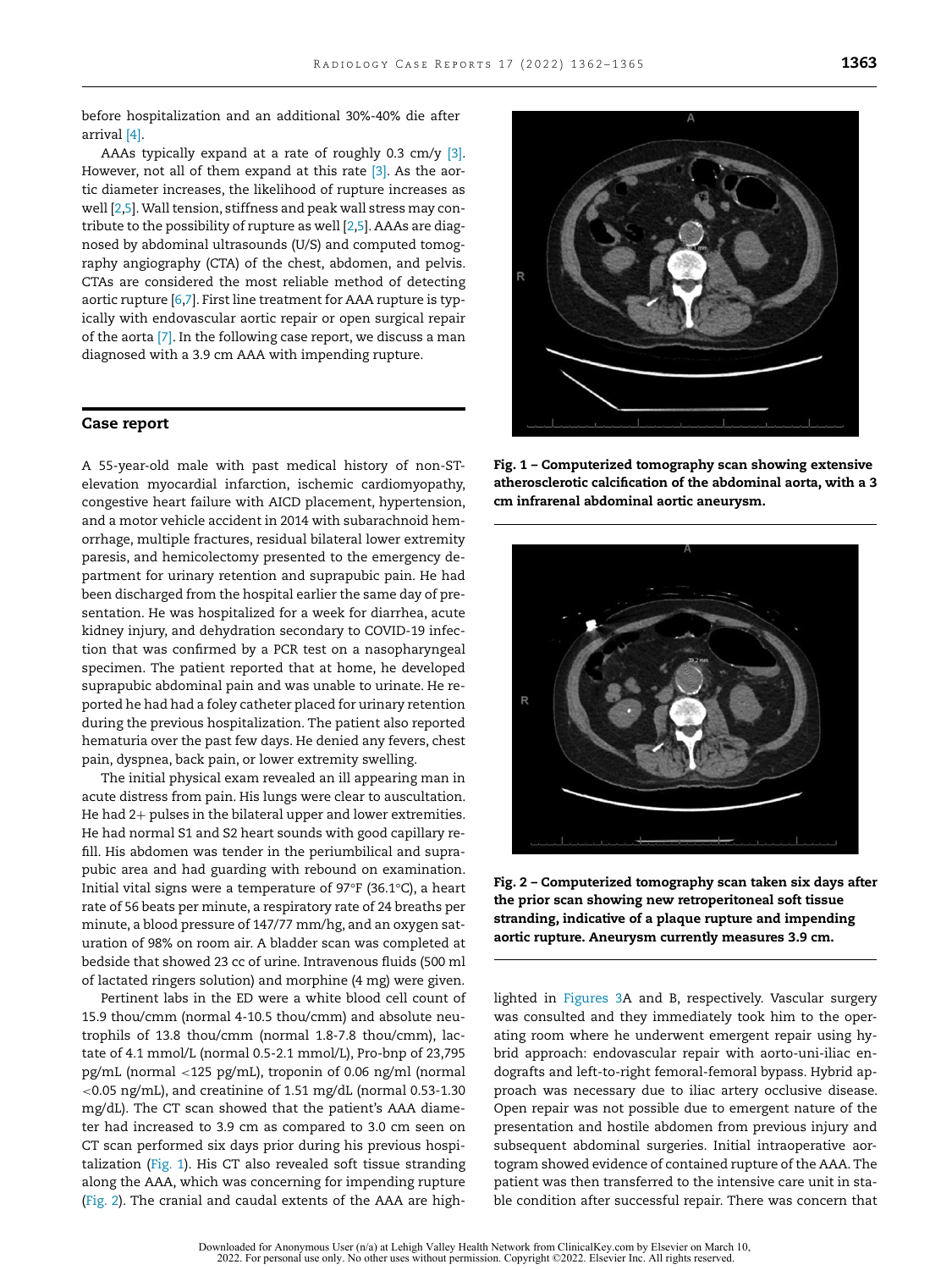before hospitalization and an additional 30%-40% die after arrival [4].

AAAs typically expand at a rate of roughly 0.3 cm/y [3]. However, not all of them expand at this rate [3]. As the aortic diameter increases, the likelihood of rupture increases as well [2,5]. Wall tension, stiffness and peak wall stress may contribute to the possibility of rupture as well [2,5]. AAAs are diagnosed by abdominal ultrasounds (U/S) and computed tomography angiography (CTA) of the chest, abdomen, and pelvis. CTAs are considered the most reliable method of detecting aortic rupture [6,7]. First line treatment for AAA rupture is typically with endovascular aortic repair or open surgical repair of the aorta [7]. In the following case report, we discuss a man diagnosed with a 3.9 cm AAA with impending rupture.

## Case report

A 55-year-old male with past medical history of non-ST-elevation myocardial infarction, ischemic cardiomyopathy, congestive heart failure with AICD placement, hypertension, and a motor vehicle accident in 2014 with subarachnoid hemorrhage, multiple fractures, residual bilateral lower extremity paresis, and hemicolectomy presented to the emergency department for urinary retention and suprapubic pain. He had been discharged from the hospital earlier the same day of presentation. He was hospitalized for a week for diarrhea, acute kidney injury, and dehydration secondary to COVID-19 infection that was confirmed by a PCR test on a nasopharyngeal specimen. The patient reported that at home, he developed suprapubic abdominal pain and was unable to urinate. He reported he had had a foley catheter placed for urinary retention during the previous hospitalization. The patient also reported hematuria over the past few days. He denied any fevers, chest pain, dyspnea, back pain, or lower extremity swelling.

The initial physical exam revealed an ill appearing man in acute distress from pain. His lungs were clear to auscultation. He had 2+ pulses in the bilateral upper and lower extremities. He had normal S1 and S2 heart sounds with good capillary refill. His abdomen was tender in the periumbilical and suprapubic area and had guarding with rebound on examination. Initial vital signs were a temperature of 97°F (36.1°C), a heart rate of 56 beats per minute, a respiratory rate of 24 breaths per minute, a blood pressure of 147/77 mm/hg, and an oxygen saturation of 98% on room air. A bladder scan was completed at bedside that showed 23 cc of urine. Intravenous fluids (500 ml of lactated ringers solution) and morphine (4 mg) were given.

Pertinent labs in the ED were a white blood cell count of 15.9 thou/cmm (normal 4-10.5 thou/cmm) and absolute neutrophils of 13.8 thou/cmm (normal 1.8-7.8 thou/cmm), lactate of 4.1 mmol/L (normal 0.5-2.1 mmol/L), Pro-bnp of 23,795 pg/mL (normal <125 pg/mL), troponin of 0.06 ng/ml (normal <0.05 ng/mL), and creatinine of 1.51 mg/dL (normal 0.53-1.30 mg/dL). The CT scan showed that the patient's AAA diameter had increased to 3.9 cm as compared to 3.0 cm seen on CT scan performed six days prior during his previous hospitalization (Fig. 1). His CT also revealed soft tissue stranding along the AAA, which was concerning for impending rupture (Fig. 2). The cranial and caudal extents of the AAA are highlighted in Figures 3A and B, respectively. Vascular surgery was consulted and they immediately took him to the operating room where he underwent emergent repair using hybrid approach: endovascular repair with aorto-uni-iliac endografts and left-to-right femoral-femoral bypass. Hybrid approach was necessary due to iliac artery occlusive disease. Open repair was not possible due to emergent nature of the presentation and hostile abdomen from previous injury and subsequent abdominal surgeries. Initial intraoperative aortogram showed evidence of contained rupture of the AAA. The patient was then transferred to the intensive care unit in stable condition after successful repair. There was concern that

**Fig. 1 – Computerized tomography scan showing extensive atherosclerotic calcification of the abdominal aorta, with a 3 cm infrarenal abdominal aortic aneurysm.**

**Fig. 2 – Computerized tomography scan taken six days after the prior scan showing new retroperitoneal soft tissue stranding, indicative of a plaque rupture and impending aortic rupture. Aneurysm currently measures 3.9 cm.**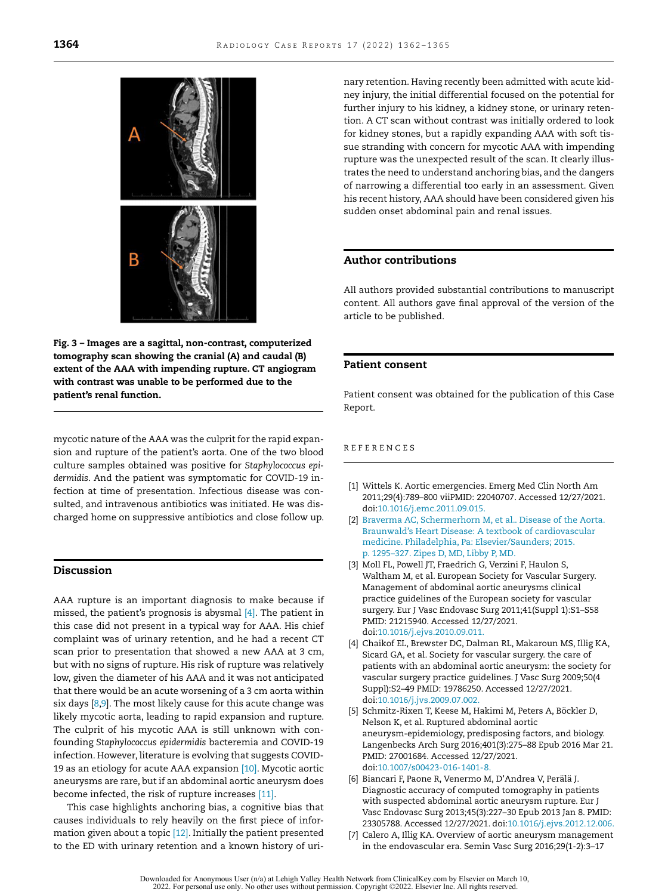Fig. 3 – Images are a sagittal, non-contrast, computerized tomography scan showing the cranial (A) and caudal (B) extent of the AAA with impending rupture. CT angiogram with contrast was unable to be performed due to the patient's renal function.

mycotic nature of the AAA was the culprit for the rapid expansion and rupture of the patient's aorta. One of the two blood culture samples obtained was positive for *Staphylococcus epidermidis*. And the patient was symptomatic for COVID-19 infection at time of presentation. Infectious disease was consulted, and intravenous antibiotics was initiated. He was discharged home on suppressive antibiotics and close follow up.

## Discussion

AAA rupture is an important diagnosis to make because if missed, the patient's prognosis is abysmal [4]. The patient in this case did not present in a typical way for AAA. His chief complaint was of urinary retention, and he had a recent CT scan prior to presentation that showed a new AAA at 3 cm, but with no signs of rupture. His risk of rupture was relatively low, given the diameter of his AAA and it was not anticipated that there would be an acute worsening of a 3 cm aorta within six days [8,9]. The most likely cause for this acute change was likely mycotic aorta, leading to rapid expansion and rupture. The culprit of his mycotic AAA is still unknown with confounding *Staphylococcus epidermidis* bacteremia and COVID-19 infection. However, literature is evolving that suggests COVID-19 as an etiology for acute AAA expansion [10]. Mycotic aortic aneurysms are rare, but if an abdominal aortic aneurysm does become infected, the risk of rupture increases [11].

This case highlights anchoring bias, a cognitive bias that causes individuals to rely heavily on the first piece of information given about a topic [12]. Initially the patient presented to the ED with urinary retention and a known history of urinary retention. Having recently been admitted with acute kidney injury, the initial differential focused on the potential for further injury to his kidney, a kidney stone, or urinary retention. A CT scan without contrast was initially ordered to look for kidney stones, but a rapidly expanding AAA with soft tissue stranding with concern for mycotic AAA with impending rupture was the unexpected result of the scan. It clearly illustrates the need to understand anchoring bias, and the dangers of narrowing a differential too early in an assessment. Given his recent history, AAA should have been considered given his sudden onset abdominal pain and renal issues.

## Author contributions

All authors provided substantial contributions to manuscript content. All authors gave final approval of the version of the article to be published.

## Patient consent

Patient consent was obtained for the publication of this Case Report.

## REFERENCES

[1] Wittels K. Aortic emergencies. Emerg Med Clin North Am 2011;29(4):789–800 viiPMID: 22040707. Accessed 12/27/2021. doi:10.1016/j.emc.2011.09.015.

[2] Braverma AC, Schermerhorn M, et al.. Disease of the Aorta. Braunwald's Heart Disease: A textbook of cardiovascular medicine. Philadelphia, Pa: Elsevier/Saunders; 2015. p. 1295–327. Zipes D, MD, Libby P, MD.

[3] Moll FL, Powell JT, Fraedrich G, Verzini F, Haulon S, Waltham M, et al. European Society for Vascular Surgery. Management of abdominal aortic aneurysms clinical practice guidelines of the European society for vascular surgery. Eur J Vasc Endovasc Surg 2011;41(Suppl 1):S1–S58 PMID: 21215940. Accessed 12/27/2021. doi:10.1016/j.ejvs.2010.09.011.

[4] Chaikof EL, Brewster DC, Dalman RL, Makaroun MS, Illig KA, Sicard GA, et al. Society for vascular surgery. the care of patients with an abdominal aortic aneurysm: the society for vascular surgery practice guidelines. J Vasc Surg 2009;50(4 Suppl):S2–49 PMID: 19786250. Accessed 12/27/2021. doi:10.1016/j.jvs.2009.07.002.

[5] Schmitz-Rixen T, Keese M, Hakimi M, Peters A, Böckler D, Nelson K, et al. Ruptured abdominal aortic aneurysm-epidemiology, predisposing factors, and biology. Langenbecks Arch Surg 2016;401(3):275–88 Epub 2016 Mar 21. PMID: 27001684. Accessed 12/27/2021. doi:10.1007/s00423-016-1401-8.

[6] Biancari F, Paone R, Venermo M, D'Andrea V, Perälä J. Diagnostic accuracy of computed tomography in patients with suspected abdominal aortic aneurysm rupture. Eur J Vasc Endovasc Surg 2013;45(3):227–30 Epub 2013 Jan 8. PMID: 23305788. Accessed 12/27/2021. doi:10.1016/j.ejvs.2012.12.006.

[7] Calero A, Illig KA. Overview of aortic aneurysm management in the endovascular era. Semin Vasc Surg 2016;29(1-2):3–17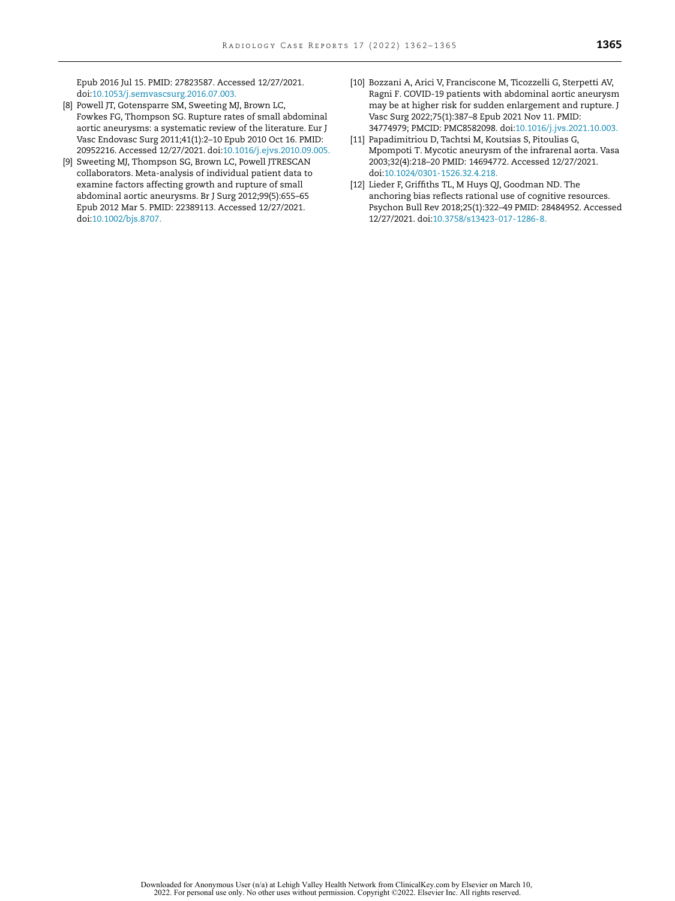Epub 2016 Jul 15. PMID: 27823587. Accessed 12/27/2021. doi:10.1053/j.semvascsurg.2016.07.003.

[8] Powell JT, Gotensparre SM, Sweeting MJ, Brown LC, Fowkes FG, Thompson SG. Rupture rates of small abdominal aortic aneurysms: a systematic review of the literature. Eur J Vasc Endovasc Surg 2011;41(1):2–10 Epub 2010 Oct 16. PMID: 20952216. Accessed 12/27/2021. doi:10.1016/j.ejvs.2010.09.005.

[9] Sweeting MJ, Thompson SG, Brown LC, Powell JTRESCAN collaborators. Meta-analysis of individual patient data to examine factors affecting growth and rupture of small abdominal aortic aneurysms. Br J Surg 2012;99(5):655–65 Epub 2012 Mar 5. PMID: 22389113. Accessed 12/27/2021. doi:10.1002/bjs.8707.

[10] Bozzani A, Arici V, Franciscone M, Ticozzelli G, Sterpetti AV, Ragni F. COVID-19 patients with abdominal aortic aneurysm may be at higher risk for sudden enlargement and rupture. J Vasc Surg 2022;75(1):387–8 Epub 2021 Nov 11. PMID: 34774979; PMCID: PMC8582098. doi:10.1016/j.jvs.2021.10.003.

[11] Papadimitriou D, Tachtsi M, Koutsias S, Pitoulias G, Mpompoti T. Mycotic aneurysm of the infrarenal aorta. Vasa 2003;32(4):218–20 PMID: 14694772. Accessed 12/27/2021. doi:10.1024/0301-1526.32.4.218.

[12] Lieder F, Griffiths TL, M Huys QJ, Goodman ND. The anchoring bias reflects rational use of cognitive resources. Psychon Bull Rev 2018;25(1):322–49 PMID: 28484952. Accessed 12/27/2021. doi:10.3758/s13423-017-1286-8.